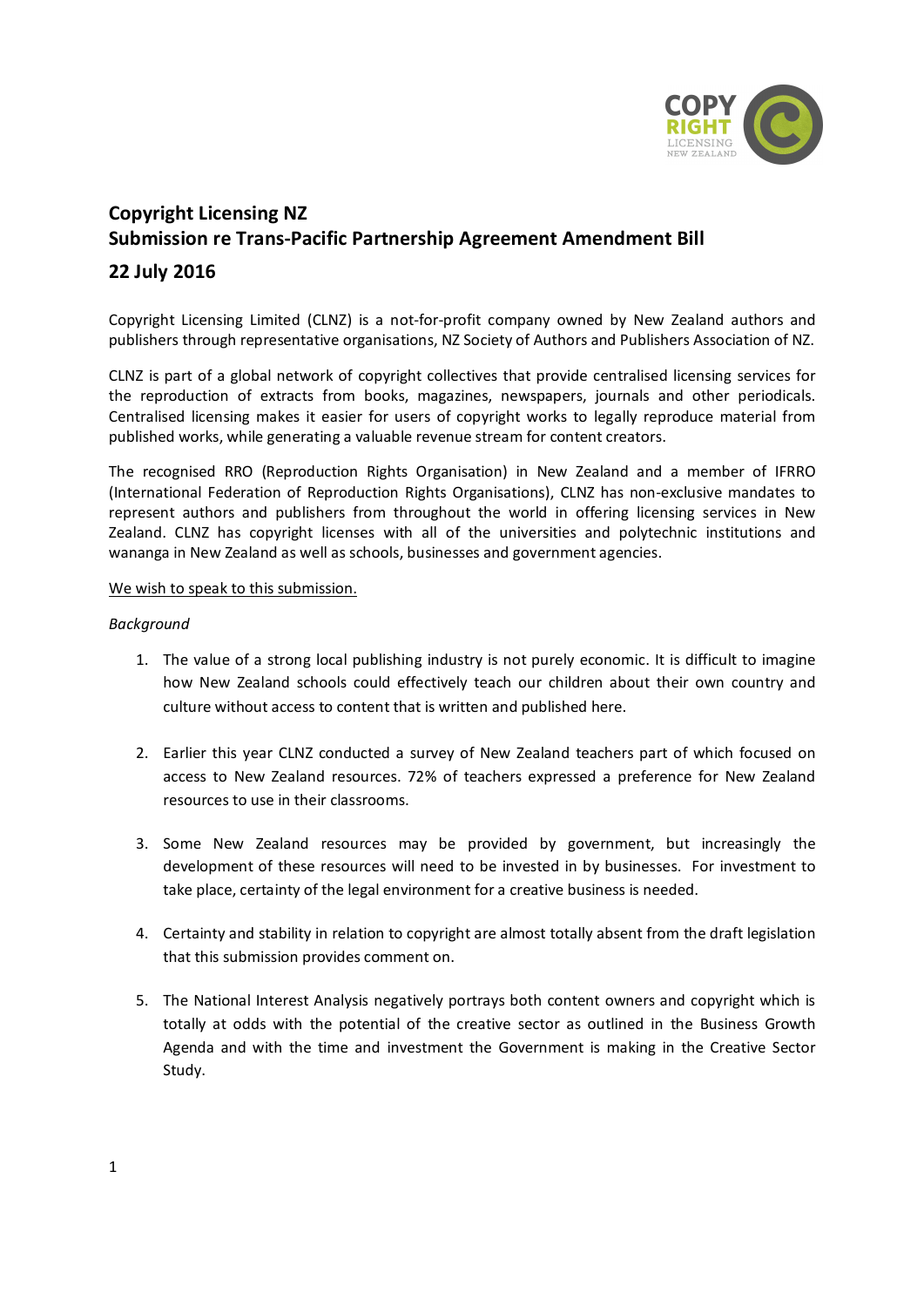**Copyright Licensing NZ**
**Submission re Trans-Pacific Partnership Agreement Amendment Bill**

**22 July 2016**

Copyright Licensing Limited (CLNZ) is a not-for-profit company owned by New Zealand authors and publishers through representative organisations, NZ Society of Authors and Publishers Association of NZ.

CLNZ is part of a global network of copyright collectives that provide centralised licensing services for the reproduction of extracts from books, magazines, newspapers, journals and other periodicals. Centralised licensing makes it easier for users of copyright works to legally reproduce material from published works, while generating a valuable revenue stream for content creators.

The recognised RRO (Reproduction Rights Organisation) in New Zealand and a member of IFRRO (International Federation of Reproduction Rights Organisations), CLNZ has non-exclusive mandates to represent authors and publishers from throughout the world in offering licensing services in New Zealand. CLNZ has copyright licenses with all of the universities and polytechnic institutions and wananga in New Zealand as well as schools, businesses and government agencies.

<u>We wish to speak to this submission.</u>

*Background*

1. The value of a strong local publishing industry is not purely economic. It is difficult to imagine how New Zealand schools could effectively teach our children about their own country and culture without access to content that is written and published here.

2. Earlier this year CLNZ conducted a survey of New Zealand teachers part of which focused on access to New Zealand resources. 72% of teachers expressed a preference for New Zealand resources to use in their classrooms.

3. Some New Zealand resources may be provided by government, but increasingly the development of these resources will need to be invested in by businesses. For investment to take place, certainty of the legal environment for a creative business is needed.

4. Certainty and stability in relation to copyright are almost totally absent from the draft legislation that this submission provides comment on.

5. The National Interest Analysis negatively portrays both content owners and copyright which is totally at odds with the potential of the creative sector as outlined in the Business Growth Agenda and with the time and investment the Government is making in the Creative Sector Study.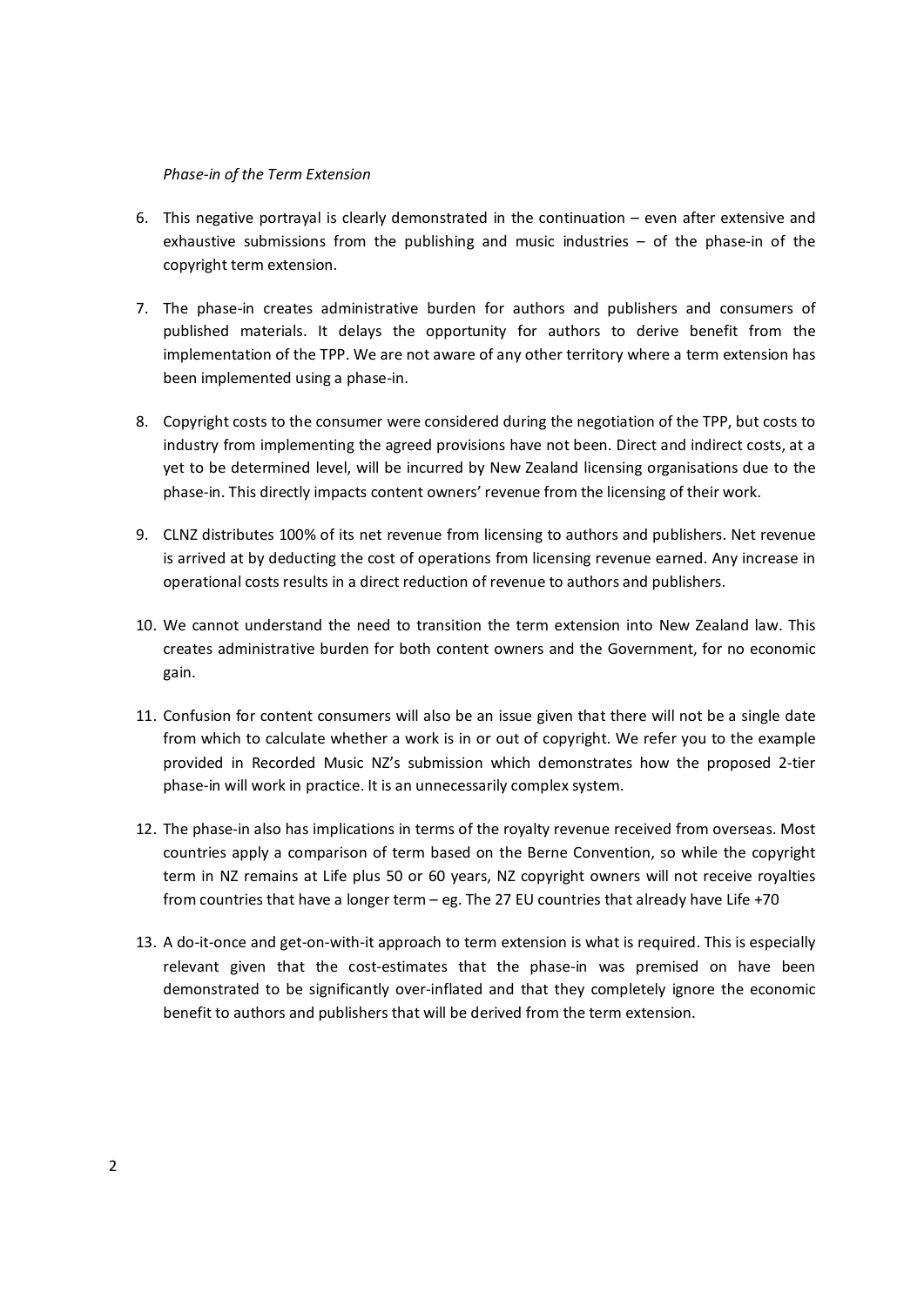*Phase-in of the Term Extension*

6. This negative portrayal is clearly demonstrated in the continuation – even after extensive and exhaustive submissions from the publishing and music industries – of the phase-in of the copyright term extension.

7. The phase-in creates administrative burden for authors and publishers and consumers of published materials. It delays the opportunity for authors to derive benefit from the implementation of the TPP. We are not aware of any other territory where a term extension has been implemented using a phase-in.

8. Copyright costs to the consumer were considered during the negotiation of the TPP, but costs to industry from implementing the agreed provisions have not been. Direct and indirect costs, at a yet to be determined level, will be incurred by New Zealand licensing organisations due to the phase-in. This directly impacts content owners' revenue from the licensing of their work.

9. CLNZ distributes 100% of its net revenue from licensing to authors and publishers. Net revenue is arrived at by deducting the cost of operations from licensing revenue earned. Any increase in operational costs results in a direct reduction of revenue to authors and publishers.

10. We cannot understand the need to transition the term extension into New Zealand law. This creates administrative burden for both content owners and the Government, for no economic gain.

11. Confusion for content consumers will also be an issue given that there will not be a single date from which to calculate whether a work is in or out of copyright. We refer you to the example provided in Recorded Music NZ's submission which demonstrates how the proposed 2-tier phase-in will work in practice. It is an unnecessarily complex system.

12. The phase-in also has implications in terms of the royalty revenue received from overseas. Most countries apply a comparison of term based on the Berne Convention, so while the copyright term in NZ remains at Life plus 50 or 60 years, NZ copyright owners will not receive royalties from countries that have a longer term – eg. The 27 EU countries that already have Life +70

13. A do-it-once and get-on-with-it approach to term extension is what is required. This is especially relevant given that the cost-estimates that the phase-in was premised on have been demonstrated to be significantly over-inflated and that they completely ignore the economic benefit to authors and publishers that will be derived from the term extension.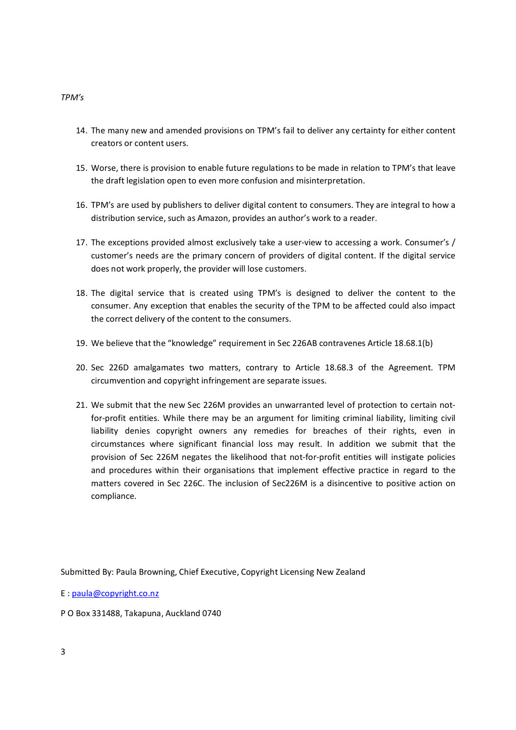*TPM's*

14. The many new and amended provisions on TPM's fail to deliver any certainty for either content creators or content users.

15. Worse, there is provision to enable future regulations to be made in relation to TPM's that leave the draft legislation open to even more confusion and misinterpretation.

16. TPM's are used by publishers to deliver digital content to consumers. They are integral to how a distribution service, such as Amazon, provides an author's work to a reader.

17. The exceptions provided almost exclusively take a user-view to accessing a work. Consumer's / customer's needs are the primary concern of providers of digital content. If the digital service does not work properly, the provider will lose customers.

18. The digital service that is created using TPM's is designed to deliver the content to the consumer. Any exception that enables the security of the TPM to be affected could also impact the correct delivery of the content to the consumers.

19. We believe that the "knowledge" requirement in Sec 226AB contravenes Article 18.68.1(b)

20. Sec 226D amalgamates two matters, contrary to Article 18.68.3 of the Agreement. TPM circumvention and copyright infringement are separate issues.

21. We submit that the new Sec 226M provides an unwarranted level of protection to certain not-for-profit entities. While there may be an argument for limiting criminal liability, limiting civil liability denies copyright owners any remedies for breaches of their rights, even in circumstances where significant financial loss may result. In addition we submit that the provision of Sec 226M negates the likelihood that not-for-profit entities will instigate policies and procedures within their organisations that implement effective practice in regard to the matters covered in Sec 226C. The inclusion of Sec226M is a disincentive to positive action on compliance.

Submitted By: Paula Browning, Chief Executive, Copyright Licensing New Zealand

E : paula@copyright.co.nz

P O Box 331488, Takapuna, Auckland 0740